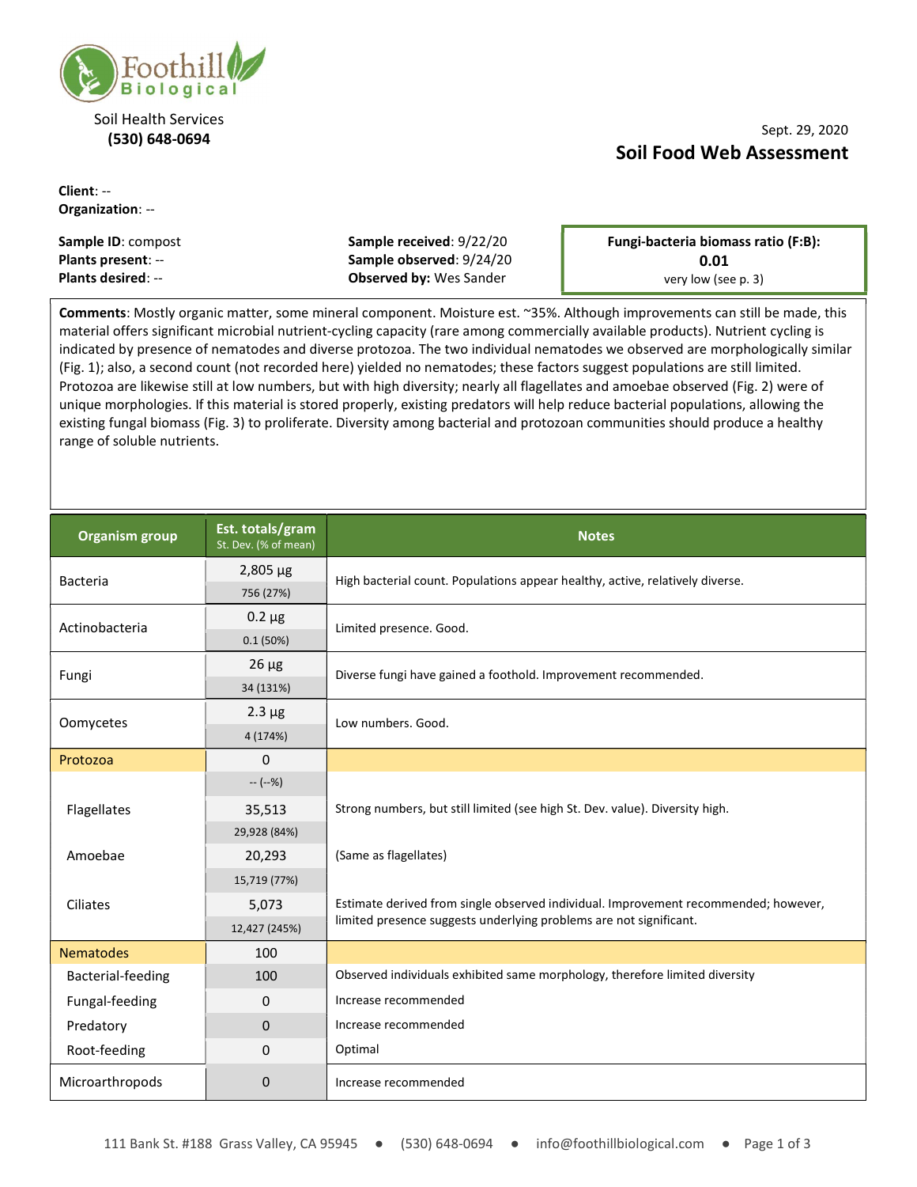Foothill Biological

Soil Health Services
**(530) 648-0694**

Sept. 29, 2020

# Soil Food Web Assessment

**Client**: --
**Organization**: --

**Sample ID**: compost
**Plants present**: --
**Plants desired**: --

**Sample received**: 9/22/20
**Sample observed**: 9/24/20
**Observed by:** Wes Sander

**Fungi-bacteria biomass ratio (F:B):**
**0.01**
very low (see p. 3)

**Comments**: Mostly organic matter, some mineral component. Moisture est. ~35%. Although improvements can still be made, this material offers significant microbial nutrient-cycling capacity (rare among commercially available products). Nutrient cycling is indicated by presence of nematodes and diverse protozoa. The two individual nematodes we observed are morphologically similar (Fig. 1); also, a second count (not recorded here) yielded no nematodes; these factors suggest populations are still limited. Protozoa are likewise still at low numbers, but with high diversity; nearly all flagellates and amoebae observed (Fig. 2) were of unique morphologies. If this material is stored properly, existing predators will help reduce bacterial populations, allowing the existing fungal biomass (Fig. 3) to proliferate. Diversity among bacterial and protozoan communities should produce a healthy range of soluble nutrients.

| Organism group | Est. totals/gram<br>St. Dev. (% of mean) | Notes |
|---|---|---|
| Bacteria | 2,805 µg<br>756 (27%) | High bacterial count. Populations appear healthy, active, relatively diverse. |
| Actinobacteria | 0.2 µg<br>0.1 (50%) | Limited presence. Good. |
| Fungi | 26 µg<br>34 (131%) | Diverse fungi have gained a foothold. Improvement recommended. |
| Oomycetes | 2.3 µg<br>4 (174%) | Low numbers. Good. |
| Protozoa | 0<br>-- (--%) | |
| Flagellates | 35,513<br>29,928 (84%) | Strong numbers, but still limited (see high St. Dev. value). Diversity high. |
| Amoebae | 20,293<br>15,719 (77%) | (Same as flagellates) |
| Ciliates | 5,073<br>12,427 (245%) | Estimate derived from single observed individual. Improvement recommended; however, limited presence suggests underlying problems are not significant. |
| Nematodes | 100 | |
| Bacterial-feeding | 100 | Observed individuals exhibited same morphology, therefore limited diversity |
| Fungal-feeding | 0 | Increase recommended |
| Predatory | 0 | Increase recommended |
| Root-feeding | 0 | Optimal |
| Microarthropods | 0 | Increase recommended |

111 Bank St. #188 Grass Valley, CA 95945 ● (530) 648-0694 ● info@foothillbiological.com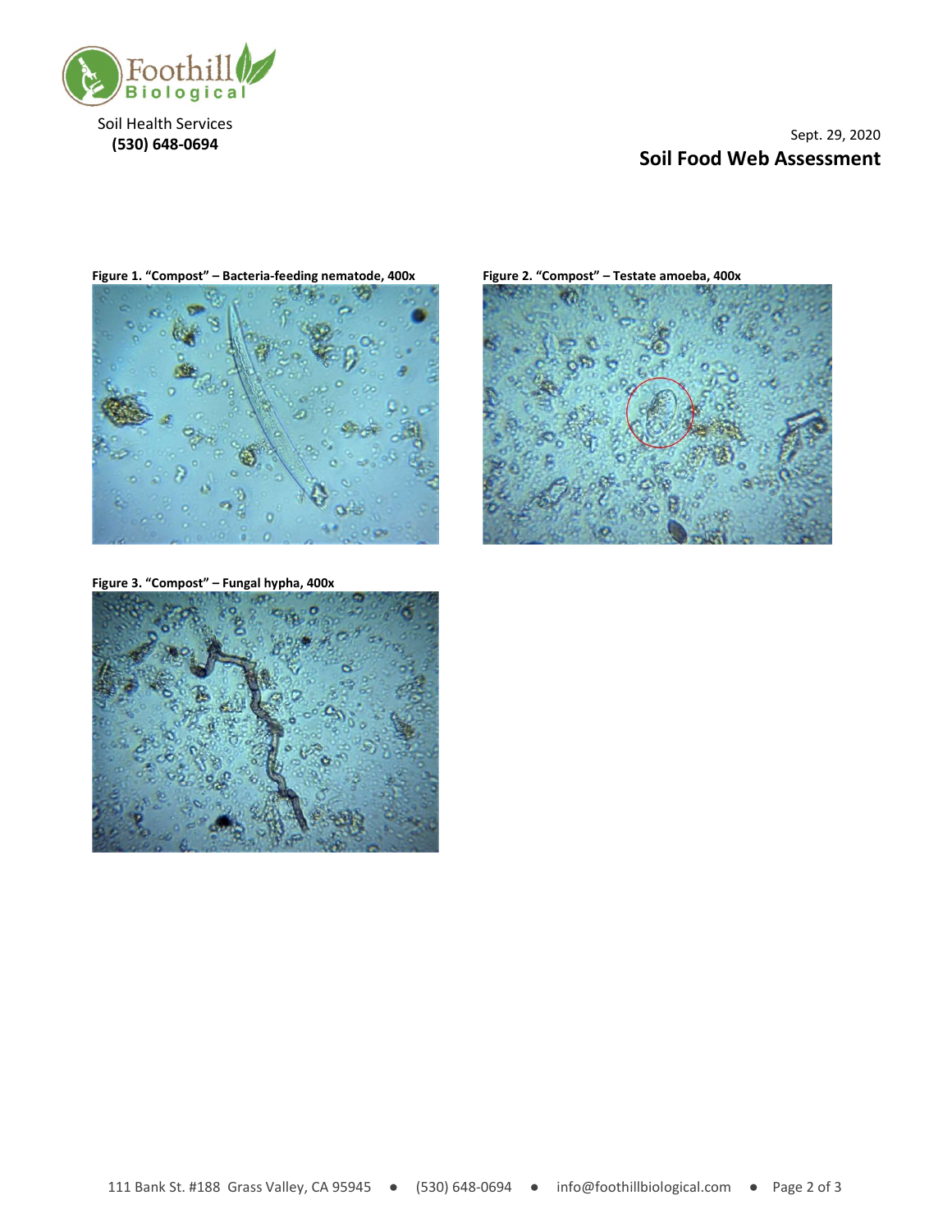Soil Health Services
**(530) 648-0694**

Sept. 29, 2020

## Soil Food Web Assessment

**Figure 1. "Compost" – Bacteria-feeding nematode, 400x**

**Figure 2. "Compost" – Testate amoeba, 400x**

**Figure 3. "Compost" – Fungal hypha, 400x**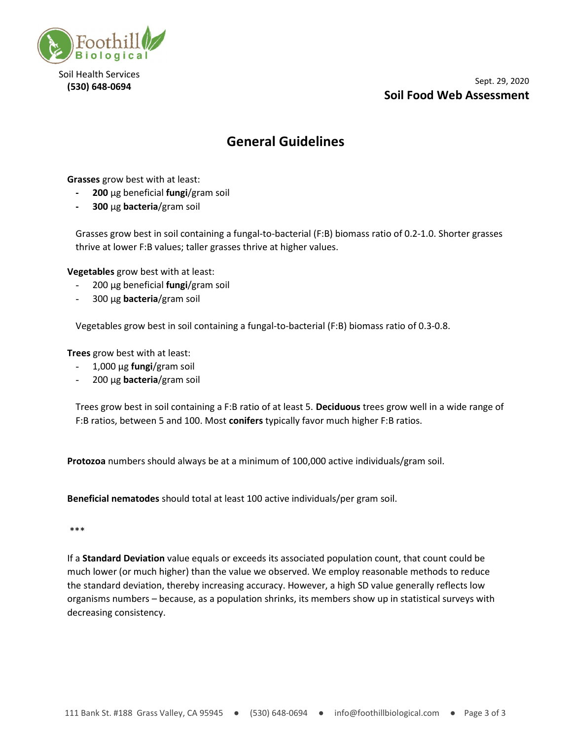Foothill Biological

Soil Health Services
**(530) 648-0694**

Sept. 29, 2020
**Soil Food Web Assessment**

# General Guidelines

**Grasses** grow best with at least:

- **200** µg beneficial **fungi**/gram soil
- **300** µg **bacteria**/gram soil

Grasses grow best in soil containing a fungal-to-bacterial (F:B) biomass ratio of 0.2-1.0. Shorter grasses thrive at lower F:B values; taller grasses thrive at higher values.

**Vegetables** grow best with at least:

- 200 µg beneficial **fungi**/gram soil
- 300 µg **bacteria**/gram soil

Vegetables grow best in soil containing a fungal-to-bacterial (F:B) biomass ratio of 0.3-0.8.

**Trees** grow best with at least:

- 1,000 µg **fungi**/gram soil
- 200 µg **bacteria**/gram soil

Trees grow best in soil containing a F:B ratio of at least 5. **Deciduous** trees grow well in a wide range of F:B ratios, between 5 and 100. Most **conifers** typically favor much higher F:B ratios.

**Protozoa** numbers should always be at a minimum of 100,000 active individuals/gram soil.

**Beneficial nematodes** should total at least 100 active individuals/per gram soil.

***

If a **Standard Deviation** value equals or exceeds its associated population count, that count could be much lower (or much higher) than the value we observed. We employ reasonable methods to reduce the standard deviation, thereby increasing accuracy. However, a high SD value generally reflects low organisms numbers – because, as a population shrinks, its members show up in statistical surveys with decreasing consistency.

111 Bank St. #188 Grass Valley, CA 95945 ● (530) 648-0694 ● info@foothillbiological.com